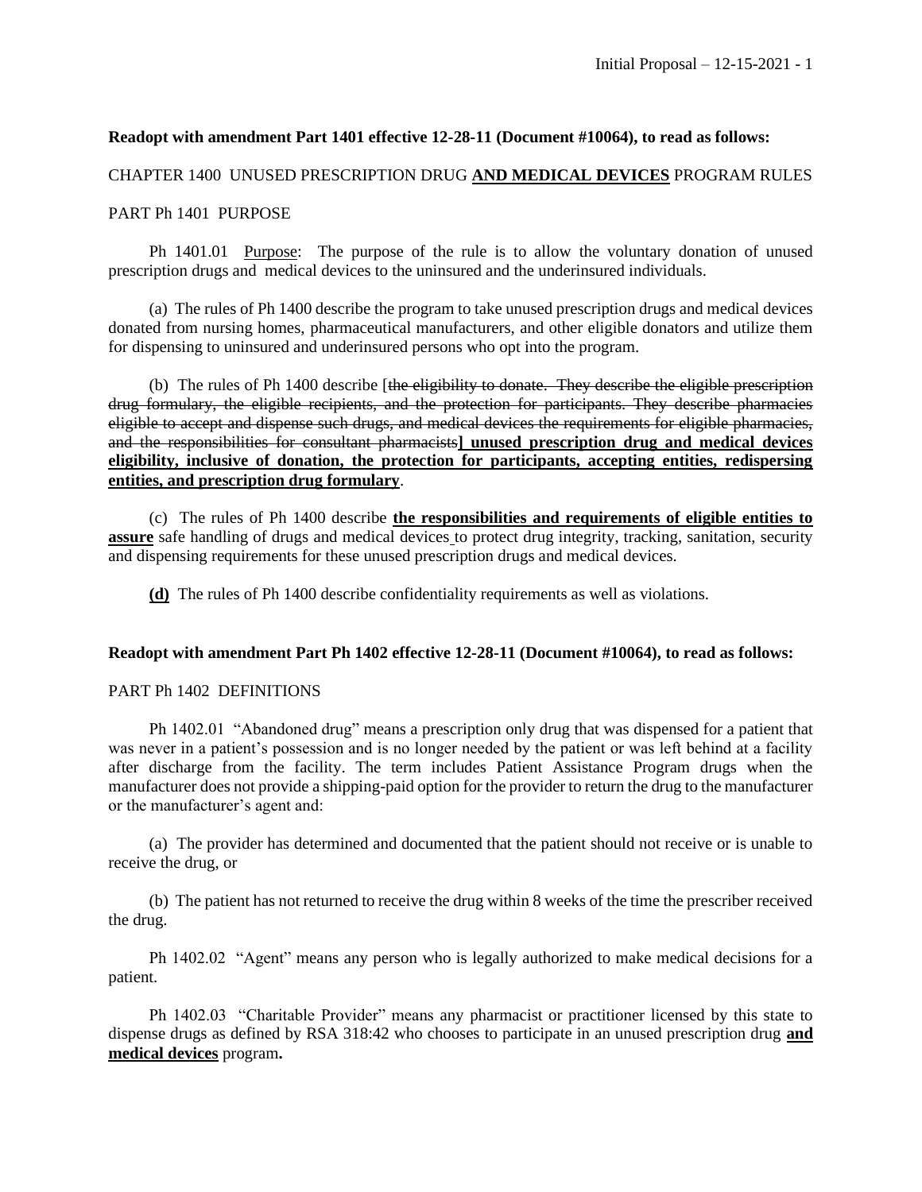**Readopt with amendment Part 1401 effective 12-28-11 (Document #10064), to read as follows:**

CHAPTER 1400 UNUSED PRESCRIPTION DRUG **AND MEDICAL DEVICES** PROGRAM RULES

PART Ph 1401 PURPOSE

Ph 1401.01 Purpose: The purpose of the rule is to allow the voluntary donation of unused prescription drugs and medical devices to the uninsured and the underinsured individuals.

(a) The rules of Ph 1400 describe the program to take unused prescription drugs and medical devices donated from nursing homes, pharmaceutical manufacturers, and other eligible donators and utilize them for dispensing to uninsured and underinsured persons who opt into the program.

(b) The rules of Ph 1400 describe [~~the eligibility to donate. They describe the eligible prescription drug formulary, the eligible recipients, and the protection for participants. They describe pharmacies eligible to accept and dispense such drugs, and medical devices the requirements for eligible pharmacies, and the responsibilities for consultant pharmacists~~**] unused prescription drug and medical devices eligibility, inclusive of donation, the protection for participants, accepting entities, redispersing entities, and prescription drug formulary**.

(c) The rules of Ph 1400 describe **the responsibilities and requirements of eligible entities to assure** safe handling of drugs and medical devices to protect drug integrity, tracking, sanitation, security and dispensing requirements for these unused prescription drugs and medical devices.

**(d)** The rules of Ph 1400 describe confidentiality requirements as well as violations.

**Readopt with amendment Part Ph 1402 effective 12-28-11 (Document #10064), to read as follows:**

PART Ph 1402 DEFINITIONS

Ph 1402.01 "Abandoned drug" means a prescription only drug that was dispensed for a patient that was never in a patient's possession and is no longer needed by the patient or was left behind at a facility after discharge from the facility. The term includes Patient Assistance Program drugs when the manufacturer does not provide a shipping-paid option for the provider to return the drug to the manufacturer or the manufacturer's agent and:

(a) The provider has determined and documented that the patient should not receive or is unable to receive the drug, or

(b) The patient has not returned to receive the drug within 8 weeks of the time the prescriber received the drug.

Ph 1402.02 "Agent" means any person who is legally authorized to make medical decisions for a patient.

Ph 1402.03 "Charitable Provider" means any pharmacist or practitioner licensed by this state to dispense drugs as defined by RSA 318:42 who chooses to participate in an unused prescription drug **and medical devices** program**.**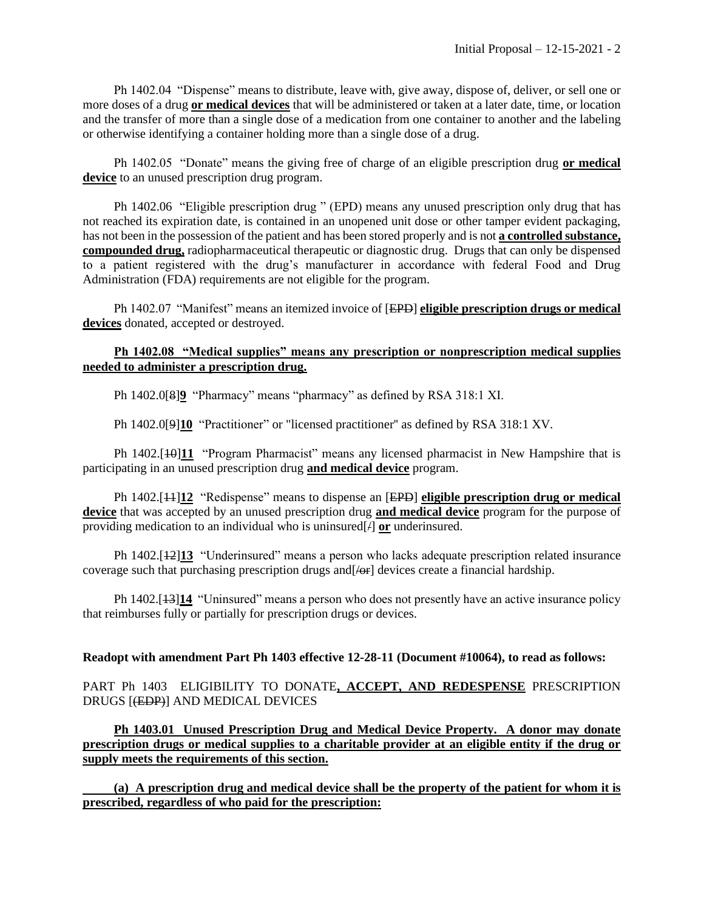Ph 1402.04 "Dispense" means to distribute, leave with, give away, dispose of, deliver, or sell one or more doses of a drug **or medical devices** that will be administered or taken at a later date, time, or location and the transfer of more than a single dose of a medication from one container to another and the labeling or otherwise identifying a container holding more than a single dose of a drug.

Ph 1402.05 "Donate" means the giving free of charge of an eligible prescription drug **or medical device** to an unused prescription drug program.

Ph 1402.06 "Eligible prescription drug " (EPD) means any unused prescription only drug that has not reached its expiration date, is contained in an unopened unit dose or other tamper evident packaging, has not been in the possession of the patient and has been stored properly and is not **a controlled substance, compounded drug,** radiopharmaceutical therapeutic or diagnostic drug. Drugs that can only be dispensed to a patient registered with the drug's manufacturer in accordance with federal Food and Drug Administration (FDA) requirements are not eligible for the program.

Ph 1402.07 "Manifest" means an itemized invoice of [~~EPD~~] **eligible prescription drugs or medical devices** donated, accepted or destroyed.

**Ph 1402.08 "Medical supplies" means any prescription or nonprescription medical supplies needed to administer a prescription drug.**

Ph 1402.0[~~8~~]**9** "Pharmacy" means "pharmacy" as defined by RSA 318:1 XI.

Ph 1402.0[~~9~~]**10** "Practitioner" or "licensed practitioner" as defined by RSA 318:1 XV.

Ph 1402.[~~10~~]**11** "Program Pharmacist" means any licensed pharmacist in New Hampshire that is participating in an unused prescription drug **and medical device** program.

Ph 1402.[~~11~~]**12** "Redispense" means to dispense an [~~EPD~~] **eligible prescription drug or medical device** that was accepted by an unused prescription drug **and medical device** program for the purpose of providing medication to an individual who is uninsured[~~/~~] **or** underinsured.

Ph 1402.[~~12~~]**13** "Underinsured" means a person who lacks adequate prescription related insurance coverage such that purchasing prescription drugs and[~~/or~~] devices create a financial hardship.

Ph 1402.[~~13~~]**14** "Uninsured" means a person who does not presently have an active insurance policy that reimburses fully or partially for prescription drugs or devices.

**Readopt with amendment Part Ph 1403 effective 12-28-11 (Document #10064), to read as follows:**

PART Ph 1403 ELIGIBILITY TO DONATE**, ACCEPT, AND REDESPENSE** PRESCRIPTION DRUGS [~~(EDP)~~] AND MEDICAL DEVICES

**Ph 1403.01 Unused Prescription Drug and Medical Device Property. A donor may donate prescription drugs or medical supplies to a charitable provider at an eligible entity if the drug or supply meets the requirements of this section.**

**(a) A prescription drug and medical device shall be the property of the patient for whom it is prescribed, regardless of who paid for the prescription:**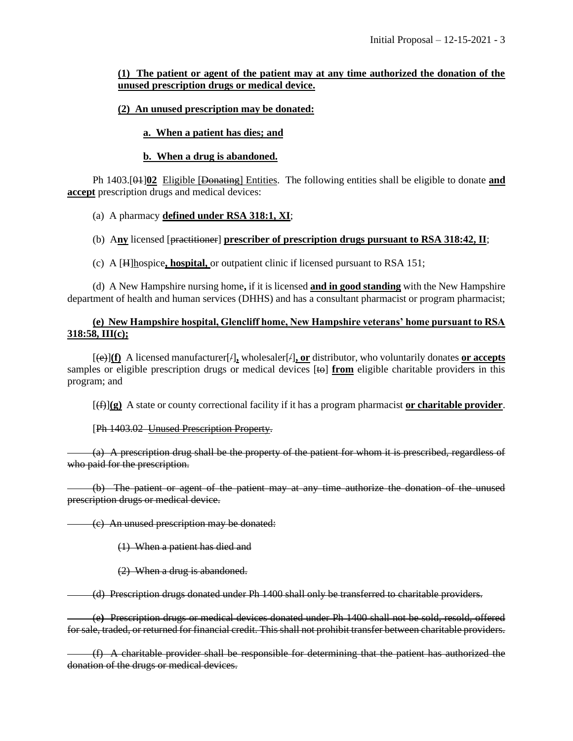**(1) The patient or agent of the patient may at any time authorized the donation of the unused prescription drugs or medical device.**

**(2) An unused prescription may be donated:**

**a. When a patient has dies; and**

**b. When a drug is abandoned.**

Ph 1403.[~~01~~]**02** Eligible [~~Donating~~] Entities. The following entities shall be eligible to donate **and accept** prescription drugs and medical devices:

(a) A pharmacy **defined under RSA 318:1, XI**;

(b) A**ny** licensed [~~practitioner~~] **prescriber of prescription drugs pursuant to RSA 318:42, II**;

(c) A [~~H~~]hospice**, hospital,** or outpatient clinic if licensed pursuant to RSA 151;

(d) A New Hampshire nursing home**,** if it is licensed **and in good standing** with the New Hampshire department of health and human services (DHHS) and has a consultant pharmacist or program pharmacist;

**(e) New Hampshire hospital, Glencliff home, New Hampshire veterans' home pursuant to RSA 318:58, III(c);**

[~~(e)~~]**(f)** A licensed manufacturer[~~/~~]**,** wholesaler[~~/~~]**, or** distributor, who voluntarily donates **or accepts** samples or eligible prescription drugs or medical devices [~~to~~] **from** eligible charitable providers in this program; and

[~~(f)~~]**(g)** A state or county correctional facility if it has a program pharmacist **or charitable provider**.

[~~Ph 1403.02 Unused Prescription Property.~~

~~(a) A prescription drug shall be the property of the patient for whom it is prescribed, regardless of who paid for the prescription.~~

~~(b) The patient or agent of the patient may at any time authorize the donation of the unused prescription drugs or medical device.~~

~~(c) An unused prescription may be donated:~~

~~(1) When a patient has died and~~

~~(2) When a drug is abandoned.~~

~~(d) Prescription drugs donated under Ph 1400 shall only be transferred to charitable providers.~~

~~(e) Prescription drugs or medical devices donated under Ph 1400 shall not be sold, resold, offered for sale, traded, or returned for financial credit. This shall not prohibit transfer between charitable providers.~~

~~(f) A charitable provider shall be responsible for determining that the patient has authorized the donation of the drugs or medical devices.~~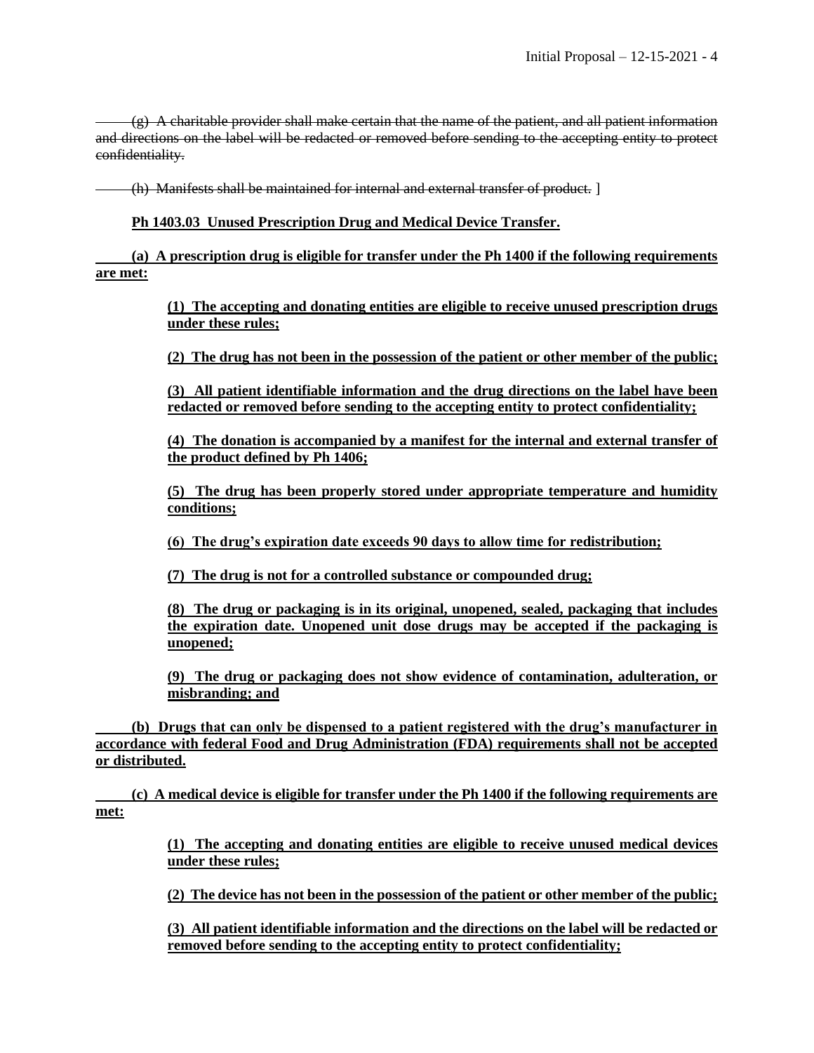~~(g) A charitable provider shall make certain that the name of the patient, and all patient information and directions on the label will be redacted or removed before sending to the accepting entity to protect confidentiality.~~

~~(h) Manifests shall be maintained for internal and external transfer of product.~~ ]

**Ph 1403.03 Unused Prescription Drug and Medical Device Transfer.**

**(a) A prescription drug is eligible for transfer under the Ph 1400 if the following requirements are met:**

> **(1) The accepting and donating entities are eligible to receive unused prescription drugs under these rules;**
>
> **(2) The drug has not been in the possession of the patient or other member of the public;**
>
> **(3) All patient identifiable information and the drug directions on the label have been redacted or removed before sending to the accepting entity to protect confidentiality;**
>
> **(4) The donation is accompanied by a manifest for the internal and external transfer of the product defined by Ph 1406;**
>
> **(5) The drug has been properly stored under appropriate temperature and humidity conditions;**
>
> **(6) The drug's expiration date exceeds 90 days to allow time for redistribution;**
>
> **(7) The drug is not for a controlled substance or compounded drug;**
>
> **(8) The drug or packaging is in its original, unopened, sealed, packaging that includes the expiration date. Unopened unit dose drugs may be accepted if the packaging is unopened;**
>
> **(9) The drug or packaging does not show evidence of contamination, adulteration, or misbranding; and**

**(b) Drugs that can only be dispensed to a patient registered with the drug's manufacturer in accordance with federal Food and Drug Administration (FDA) requirements shall not be accepted or distributed.**

**(c) A medical device is eligible for transfer under the Ph 1400 if the following requirements are met:**

> **(1) The accepting and donating entities are eligible to receive unused medical devices under these rules;**
>
> **(2) The device has not been in the possession of the patient or other member of the public;**
>
> **(3) All patient identifiable information and the directions on the label will be redacted or removed before sending to the accepting entity to protect confidentiality;**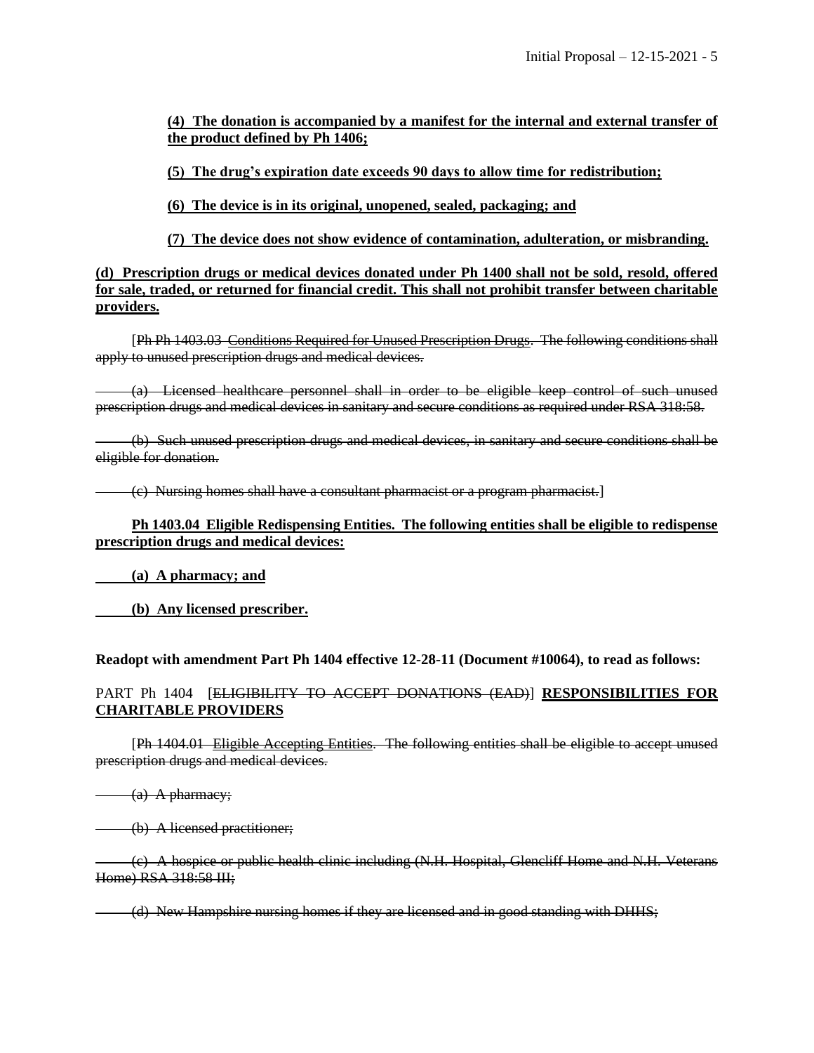**(4) The donation is accompanied by a manifest for the internal and external transfer of the product defined by Ph 1406;**

**(5) The drug's expiration date exceeds 90 days to allow time for redistribution;**

**(6) The device is in its original, unopened, sealed, packaging; and**

**(7) The device does not show evidence of contamination, adulteration, or misbranding.**

**(d) Prescription drugs or medical devices donated under Ph 1400 shall not be sold, resold, offered for sale, traded, or returned for financial credit. This shall not prohibit transfer between charitable providers.**

[~~Ph Ph 1403.03 Conditions Required for Unused Prescription Drugs. The following conditions shall apply to unused prescription drugs and medical devices.~~

~~(a) Licensed healthcare personnel shall in order to be eligible keep control of such unused prescription drugs and medical devices in sanitary and secure conditions as required under RSA 318:58.~~

~~(b) Such unused prescription drugs and medical devices, in sanitary and secure conditions shall be eligible for donation.~~

~~(c) Nursing homes shall have a consultant pharmacist or a program pharmacist.~~]

**Ph 1403.04 Eligible Redispensing Entities. The following entities shall be eligible to redispense prescription drugs and medical devices:**

**(a) A pharmacy; and**

**(b) Any licensed prescriber.**

**Readopt with amendment Part Ph 1404 effective 12-28-11 (Document #10064), to read as follows:**

PART Ph 1404 [~~ELIGIBILITY TO ACCEPT DONATIONS (EAD)~~] **RESPONSIBILITIES FOR CHARITABLE PROVIDERS**

[~~Ph 1404.01 Eligible Accepting Entities. The following entities shall be eligible to accept unused prescription drugs and medical devices.~~

~~(a) A pharmacy;~~

~~(b) A licensed practitioner;~~

~~(c) A hospice or public health clinic including (N.H. Hospital, Glencliff Home and N.H. Veterans Home) RSA 318:58 III;~~

~~(d) New Hampshire nursing homes if they are licensed and in good standing with DHHS;~~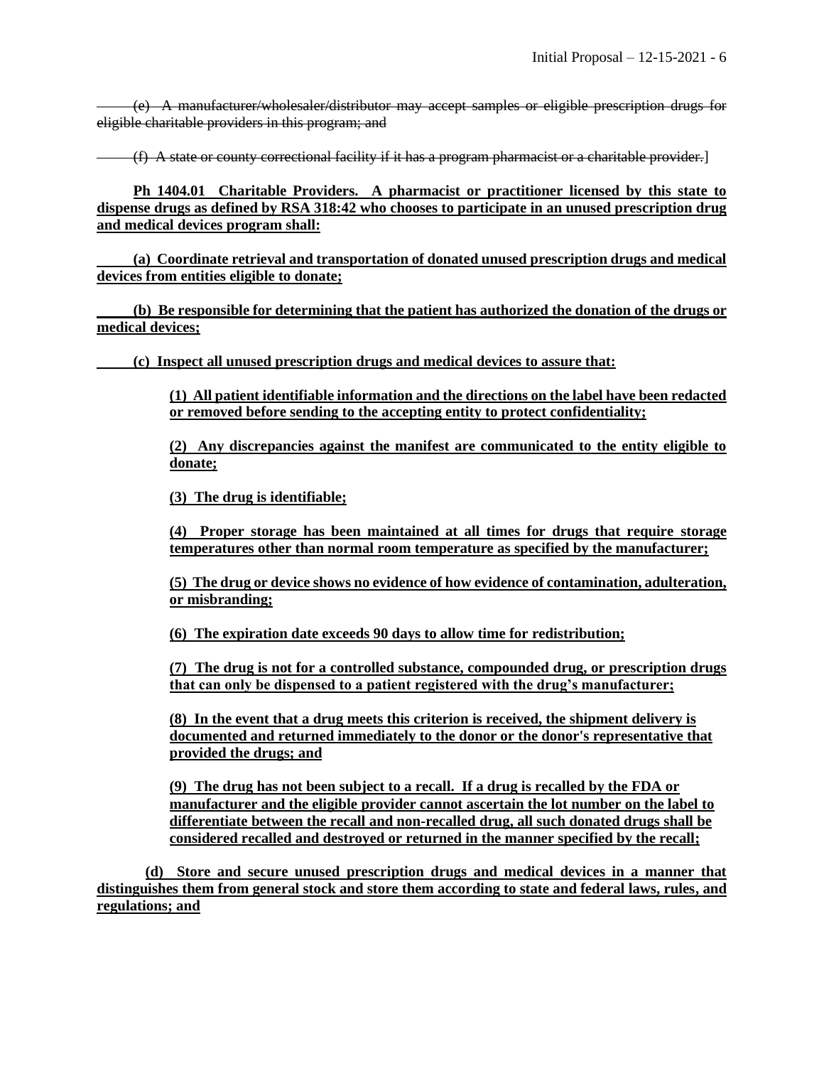~~(e) A manufacturer/wholesaler/distributor may accept samples or eligible prescription drugs for eligible charitable providers in this program; and~~

~~(f) A state or county correctional facility if it has a program pharmacist or a charitable provider.~~]

**Ph 1404.01 Charitable Providers. A pharmacist or practitioner licensed by this state to dispense drugs as defined by RSA 318:42 who chooses to participate in an unused prescription drug and medical devices program shall:**

**(a) Coordinate retrieval and transportation of donated unused prescription drugs and medical devices from entities eligible to donate;**

**(b) Be responsible for determining that the patient has authorized the donation of the drugs or medical devices;**

**(c) Inspect all unused prescription drugs and medical devices to assure that:**

**(1) All patient identifiable information and the directions on the label have been redacted or removed before sending to the accepting entity to protect confidentiality;**

**(2) Any discrepancies against the manifest are communicated to the entity eligible to donate;**

**(3) The drug is identifiable;**

**(4) Proper storage has been maintained at all times for drugs that require storage temperatures other than normal room temperature as specified by the manufacturer;**

**(5) The drug or device shows no evidence of how evidence of contamination, adulteration, or misbranding;**

**(6) The expiration date exceeds 90 days to allow time for redistribution;**

**(7) The drug is not for a controlled substance, compounded drug, or prescription drugs that can only be dispensed to a patient registered with the drug's manufacturer;**

**(8) In the event that a drug meets this criterion is received, the shipment delivery is documented and returned immediately to the donor or the donor's representative that provided the drugs; and**

**(9) The drug has not been subject to a recall. If a drug is recalled by the FDA or manufacturer and the eligible provider cannot ascertain the lot number on the label to differentiate between the recall and non-recalled drug, all such donated drugs shall be considered recalled and destroyed or returned in the manner specified by the recall;**

**(d) Store and secure unused prescription drugs and medical devices in a manner that distinguishes them from general stock and store them according to state and federal laws, rules, and regulations; and**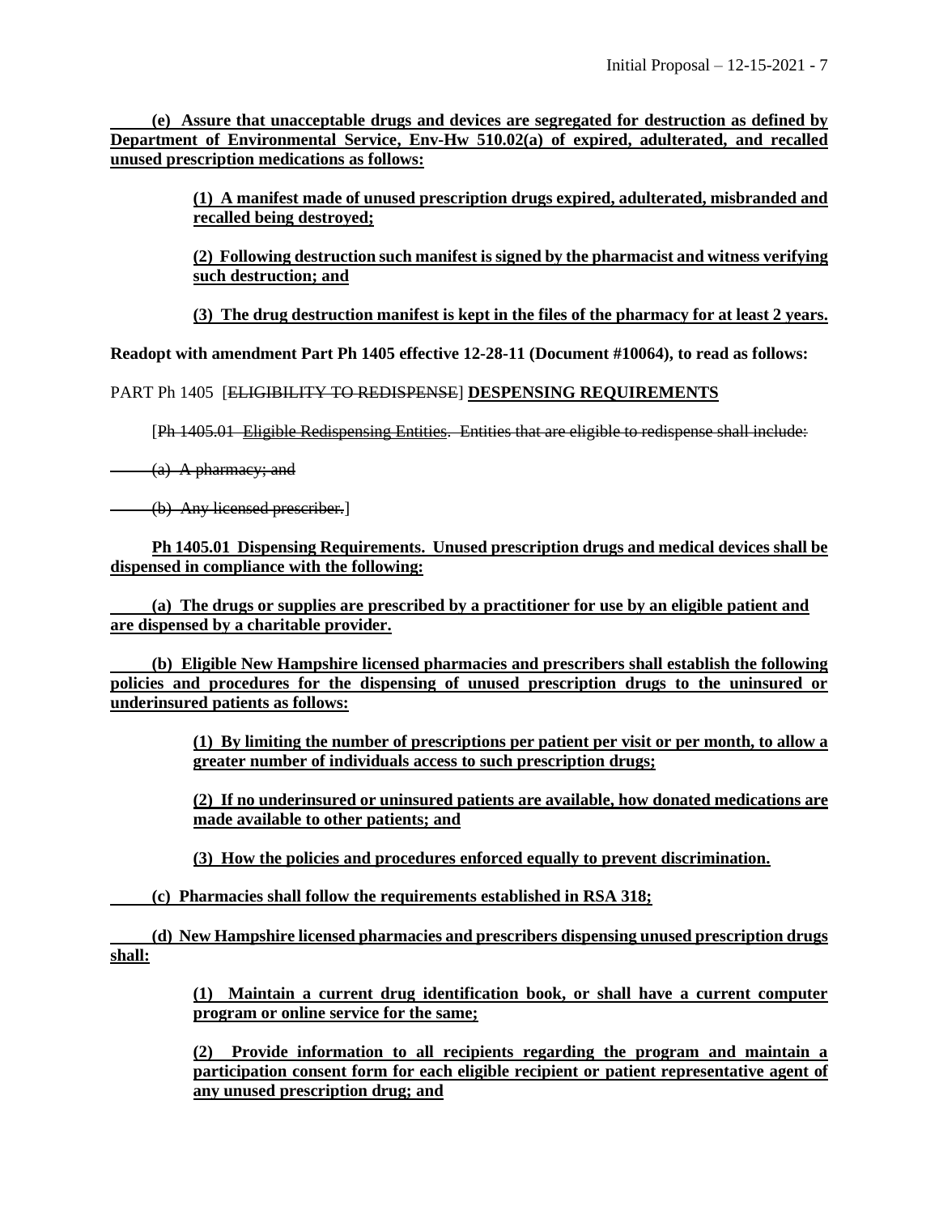**(e) Assure that unacceptable drugs and devices are segregated for destruction as defined by Department of Environmental Service, Env-Hw 510.02(a) of expired, adulterated, and recalled unused prescription medications as follows:**

**(1) A manifest made of unused prescription drugs expired, adulterated, misbranded and recalled being destroyed;**

**(2) Following destruction such manifest is signed by the pharmacist and witness verifying such destruction; and**

**(3) The drug destruction manifest is kept in the files of the pharmacy for at least 2 years.**

**Readopt with amendment Part Ph 1405 effective 12-28-11 (Document #10064), to read as follows:**

PART Ph 1405 [~~ELIGIBILITY TO REDISPENSE~~] **DISPENSING REQUIREMENTS**

[~~Ph 1405.01 Eligible Redispensing Entities. Entities that are eligible to redispense shall include:~~

~~(a) A pharmacy; and~~

~~(b) Any licensed prescriber.~~]

**Ph 1405.01 Dispensing Requirements. Unused prescription drugs and medical devices shall be dispensed in compliance with the following:**

**(a) The drugs or supplies are prescribed by a practitioner for use by an eligible patient and are dispensed by a charitable provider.**

**(b) Eligible New Hampshire licensed pharmacies and prescribers shall establish the following policies and procedures for the dispensing of unused prescription drugs to the uninsured or underinsured patients as follows:**

**(1) By limiting the number of prescriptions per patient per visit or per month, to allow a greater number of individuals access to such prescription drugs;**

**(2) If no underinsured or uninsured patients are available, how donated medications are made available to other patients; and**

**(3) How the policies and procedures enforced equally to prevent discrimination.**

**(c) Pharmacies shall follow the requirements established in RSA 318;**

**(d) New Hampshire licensed pharmacies and prescribers dispensing unused prescription drugs shall:**

**(1) Maintain a current drug identification book, or shall have a current computer program or online service for the same;**

**(2) Provide information to all recipients regarding the program and maintain a participation consent form for each eligible recipient or patient representative agent of any unused prescription drug; and**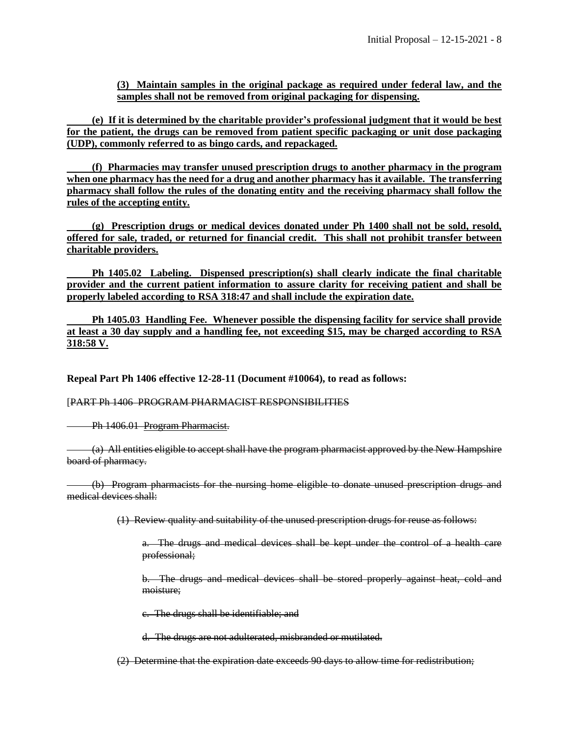**(3) Maintain samples in the original package as required under federal law, and the samples shall not be removed from original packaging for dispensing.**

**(e) If it is determined by the charitable provider's professional judgment that it would be best for the patient, the drugs can be removed from patient specific packaging or unit dose packaging (UDP), commonly referred to as bingo cards, and repackaged.**

**(f) Pharmacies may transfer unused prescription drugs to another pharmacy in the program when one pharmacy has the need for a drug and another pharmacy has it available. The transferring pharmacy shall follow the rules of the donating entity and the receiving pharmacy shall follow the rules of the accepting entity.**

**(g) Prescription drugs or medical devices donated under Ph 1400 shall not be sold, resold, offered for sale, traded, or returned for financial credit. This shall not prohibit transfer between charitable providers.**

**Ph 1405.02 Labeling. Dispensed prescription(s) shall clearly indicate the final charitable provider and the current patient information to assure clarity for receiving patient and shall be properly labeled according to RSA 318:47 and shall include the expiration date.**

**Ph 1405.03 Handling Fee. Whenever possible the dispensing facility for service shall provide at least a 30 day supply and a handling fee, not exceeding $15, may be charged according to RSA 318:58 V.**

**Repeal Part Ph 1406 effective 12-28-11 (Document #10064), to read as follows:**

[~~PART Ph 1406 PROGRAM PHARMACIST RESPONSIBILITIES~~

~~Ph 1406.01 Program Pharmacist.~~

~~(a) All entities eligible to accept shall have the program pharmacist approved by the New Hampshire board of pharmacy.~~

~~(b) Program pharmacists for the nursing home eligible to donate unused prescription drugs and medical devices shall:~~

~~(1) Review quality and suitability of the unused prescription drugs for reuse as follows:~~

~~a. The drugs and medical devices shall be kept under the control of a health care professional;~~

~~b. The drugs and medical devices shall be stored properly against heat, cold and moisture;~~

~~c. The drugs shall be identifiable; and~~

~~d. The drugs are not adulterated, misbranded or mutilated.~~

~~(2) Determine that the expiration date exceeds 90 days to allow time for redistribution;~~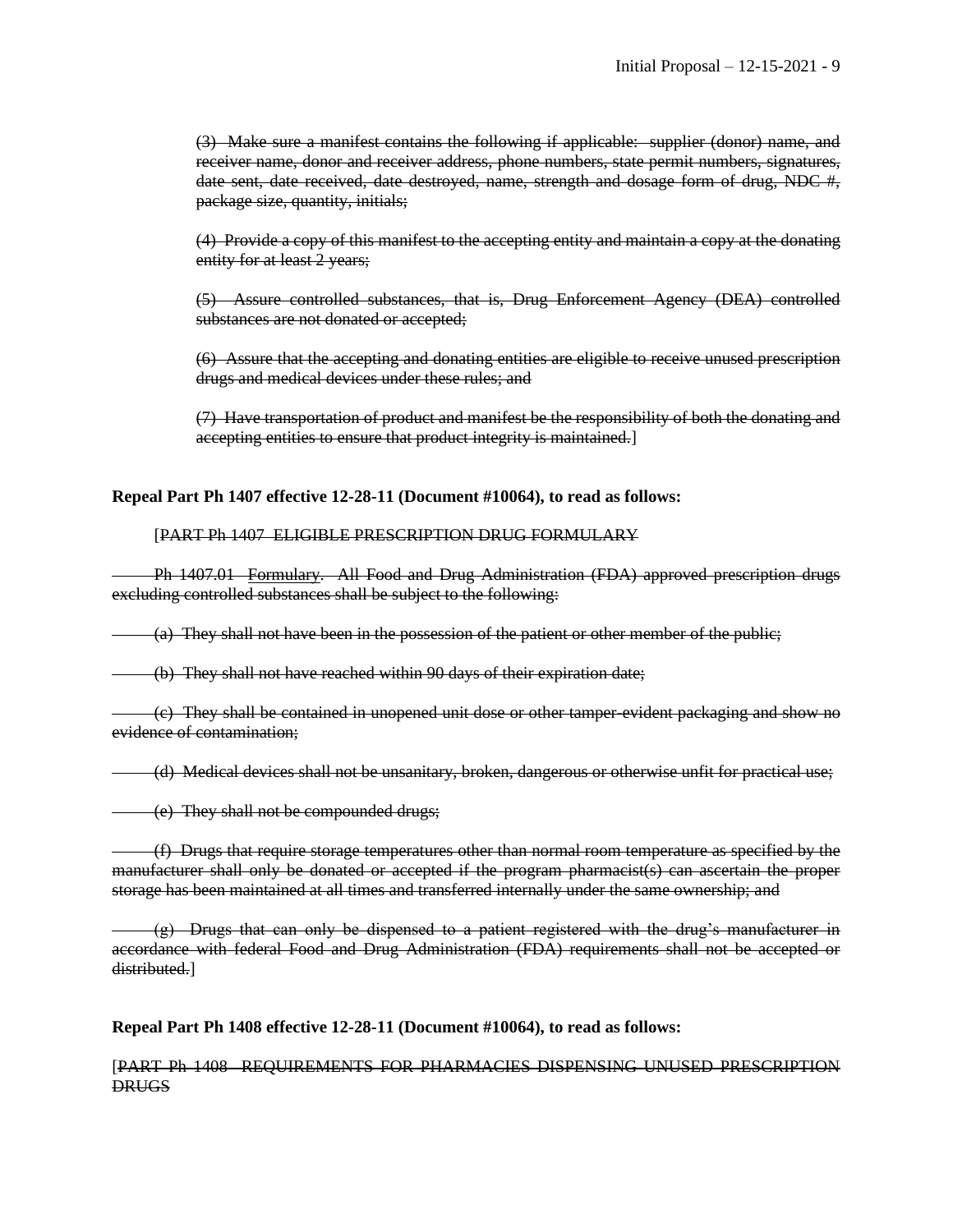~~(3) Make sure a manifest contains the following if applicable: supplier (donor) name, and receiver name, donor and receiver address, phone numbers, state permit numbers, signatures, date sent, date received, date destroyed, name, strength and dosage form of drug, NDC #, package size, quantity, initials;~~

~~(4) Provide a copy of this manifest to the accepting entity and maintain a copy at the donating entity for at least 2 years;~~

~~(5) Assure controlled substances, that is, Drug Enforcement Agency (DEA) controlled substances are not donated or accepted;~~

~~(6) Assure that the accepting and donating entities are eligible to receive unused prescription drugs and medical devices under these rules; and~~

~~(7) Have transportation of product and manifest be the responsibility of both the donating and accepting entities to ensure that product integrity is maintained.~~]

**Repeal Part Ph 1407 effective 12-28-11 (Document #10064), to read as follows:**

[~~PART Ph 1407 ELIGIBLE PRESCRIPTION DRUG FORMULARY~~

~~Ph 1407.01 Formulary. All Food and Drug Administration (FDA) approved prescription drugs excluding controlled substances shall be subject to the following:~~

~~(a) They shall not have been in the possession of the patient or other member of the public;~~

~~(b) They shall not have reached within 90 days of their expiration date;~~

~~(c) They shall be contained in unopened unit dose or other tamper-evident packaging and show no evidence of contamination;~~

~~(d) Medical devices shall not be unsanitary, broken, dangerous or otherwise unfit for practical use;~~

~~(e) They shall not be compounded drugs;~~

~~(f) Drugs that require storage temperatures other than normal room temperature as specified by the manufacturer shall only be donated or accepted if the program pharmacist(s) can ascertain the proper storage has been maintained at all times and transferred internally under the same ownership; and~~

~~(g) Drugs that can only be dispensed to a patient registered with the drug's manufacturer in accordance with federal Food and Drug Administration (FDA) requirements shall not be accepted or distributed.~~]

**Repeal Part Ph 1408 effective 12-28-11 (Document #10064), to read as follows:**

[~~PART Ph 1408 REQUIREMENTS FOR PHARMACIES DISPENSING UNUSED PRESCRIPTION DRUGS~~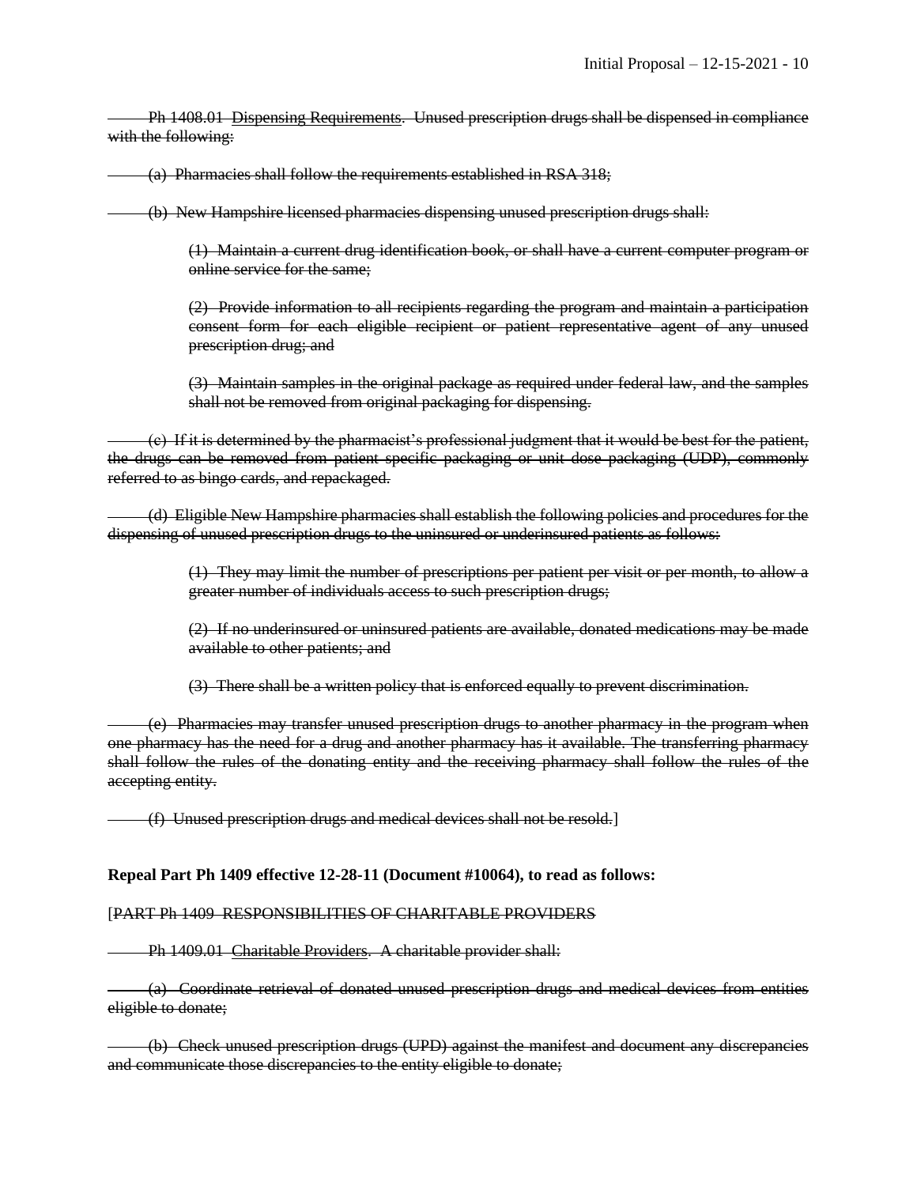~~Ph 1408.01 Dispensing Requirements. Unused prescription drugs shall be dispensed in compliance with the following:~~

~~(a) Pharmacies shall follow the requirements established in RSA 318;~~

~~(b) New Hampshire licensed pharmacies dispensing unused prescription drugs shall:~~

~~(1) Maintain a current drug identification book, or shall have a current computer program or online service for the same;~~

~~(2) Provide information to all recipients regarding the program and maintain a participation consent form for each eligible recipient or patient representative agent of any unused prescription drug; and~~

~~(3) Maintain samples in the original package as required under federal law, and the samples shall not be removed from original packaging for dispensing.~~

~~(c) If it is determined by the pharmacist's professional judgment that it would be best for the patient, the drugs can be removed from patient specific packaging or unit dose packaging (UDP), commonly referred to as bingo cards, and repackaged.~~

~~(d) Eligible New Hampshire pharmacies shall establish the following policies and procedures for the dispensing of unused prescription drugs to the uninsured or underinsured patients as follows:~~

~~(1) They may limit the number of prescriptions per patient per visit or per month, to allow a greater number of individuals access to such prescription drugs;~~

~~(2) If no underinsured or uninsured patients are available, donated medications may be made available to other patients; and~~

~~(3) There shall be a written policy that is enforced equally to prevent discrimination.~~

~~(e) Pharmacies may transfer unused prescription drugs to another pharmacy in the program when one pharmacy has the need for a drug and another pharmacy has it available. The transferring pharmacy shall follow the rules of the donating entity and the receiving pharmacy shall follow the rules of the accepting entity.~~

~~(f) Unused prescription drugs and medical devices shall not be resold.~~]

**Repeal Part Ph 1409 effective 12-28-11 (Document #10064), to read as follows:**

[~~PART Ph 1409 RESPONSIBILITIES OF CHARITABLE PROVIDERS~~

~~Ph 1409.01 Charitable Providers. A charitable provider shall:~~

~~(a) Coordinate retrieval of donated unused prescription drugs and medical devices from entities eligible to donate;~~

~~(b) Check unused prescription drugs (UPD) against the manifest and document any discrepancies and communicate those discrepancies to the entity eligible to donate;~~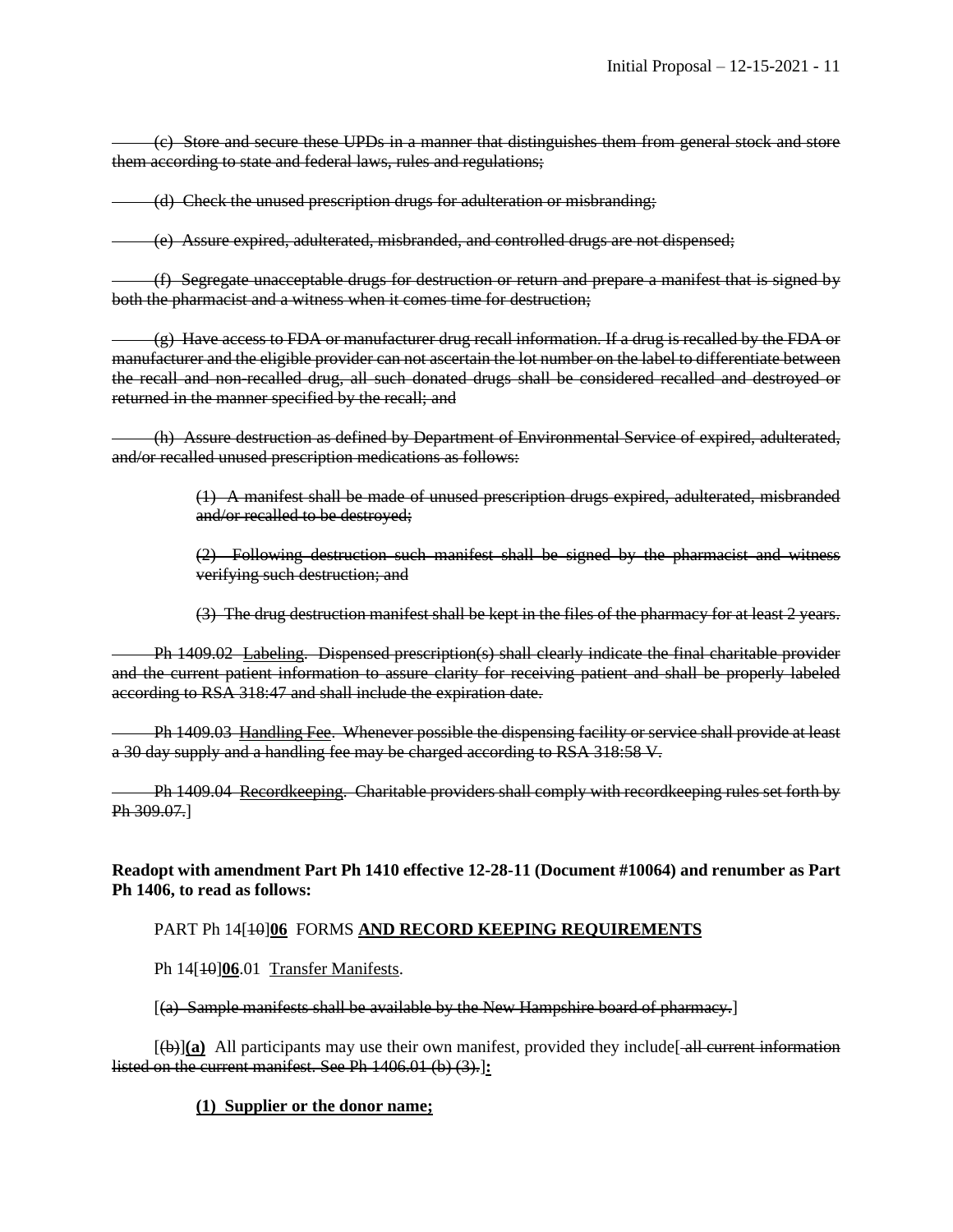~~(c) Store and secure these UPDs in a manner that distinguishes them from general stock and store them according to state and federal laws, rules and regulations;~~

~~(d) Check the unused prescription drugs for adulteration or misbranding;~~

~~(e) Assure expired, adulterated, misbranded, and controlled drugs are not dispensed;~~

~~(f) Segregate unacceptable drugs for destruction or return and prepare a manifest that is signed by both the pharmacist and a witness when it comes time for destruction;~~

~~(g) Have access to FDA or manufacturer drug recall information. If a drug is recalled by the FDA or manufacturer and the eligible provider can not ascertain the lot number on the label to differentiate between the recall and non-recalled drug, all such donated drugs shall be considered recalled and destroyed or returned in the manner specified by the recall; and~~

~~(h) Assure destruction as defined by Department of Environmental Service of expired, adulterated, and/or recalled unused prescription medications as follows:~~

> ~~(1) A manifest shall be made of unused prescription drugs expired, adulterated, misbranded and/or recalled to be destroyed;~~
>
> ~~(2) Following destruction such manifest shall be signed by the pharmacist and witness verifying such destruction; and~~
>
> ~~(3) The drug destruction manifest shall be kept in the files of the pharmacy for at least 2 years.~~

~~Ph 1409.02 Labeling. Dispensed prescription(s) shall clearly indicate the final charitable provider and the current patient information to assure clarity for receiving patient and shall be properly labeled according to RSA 318:47 and shall include the expiration date.~~

~~Ph 1409.03 Handling Fee. Whenever possible the dispensing facility or service shall provide at least a 30 day supply and a handling fee may be charged according to RSA 318:58 V.~~

~~Ph 1409.04 Recordkeeping. Charitable providers shall comply with recordkeeping rules set forth by Ph 309.07.~~]

**Readopt with amendment Part Ph 1410 effective 12-28-11 (Document #10064) and renumber as Part Ph 1406, to read as follows:**

PART Ph 14[~~10~~]**06** FORMS **AND RECORD KEEPING REQUIREMENTS**

Ph 14[~~10~~]**06**.01 Transfer Manifests.

[~~(a) Sample manifests shall be available by the New Hampshire board of pharmacy.~~]

[~~(b)~~]**(a)** All participants may use their own manifest, provided they include[~~ all current information listed on the current manifest. See Ph 1406.01 (b) (3).~~]**:**

**(1) Supplier or the donor name;**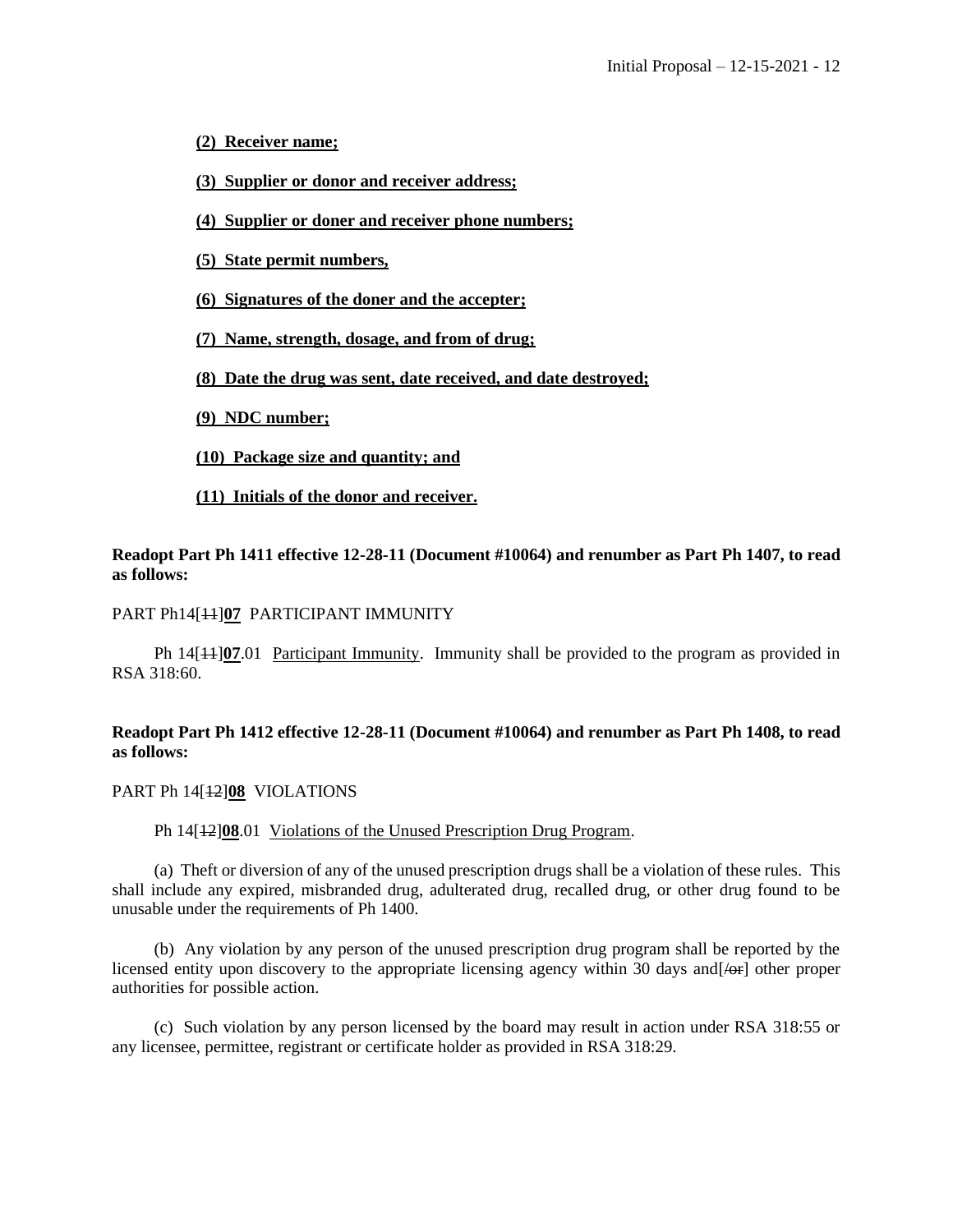**(2) Receiver name;**

**(3) Supplier or donor and receiver address;**

**(4) Supplier or doner and receiver phone numbers;**

**(5) State permit numbers,**

**(6) Signatures of the doner and the accepter;**

**(7) Name, strength, dosage, and from of drug;**

**(8) Date the drug was sent, date received, and date destroyed;**

**(9) NDC number;**

**(10) Package size and quantity; and**

**(11) Initials of the donor and receiver.**

**Readopt Part Ph 1411 effective 12-28-11 (Document #10064) and renumber as Part Ph 1407, to read as follows:**

PART Ph14[~~11~~]**07** PARTICIPANT IMMUNITY

Ph 14[~~11~~]**07**.01 Participant Immunity. Immunity shall be provided to the program as provided in RSA 318:60.

**Readopt Part Ph 1412 effective 12-28-11 (Document #10064) and renumber as Part Ph 1408, to read as follows:**

PART Ph 14[~~12~~]**08** VIOLATIONS

Ph 14[~~12~~]**08**.01 Violations of the Unused Prescription Drug Program.

(a) Theft or diversion of any of the unused prescription drugs shall be a violation of these rules. This shall include any expired, misbranded drug, adulterated drug, recalled drug, or other drug found to be unusable under the requirements of Ph 1400.

(b) Any violation by any person of the unused prescription drug program shall be reported by the licensed entity upon discovery to the appropriate licensing agency within 30 days and[~~/or~~] other proper authorities for possible action.

(c) Such violation by any person licensed by the board may result in action under RSA 318:55 or any licensee, permittee, registrant or certificate holder as provided in RSA 318:29.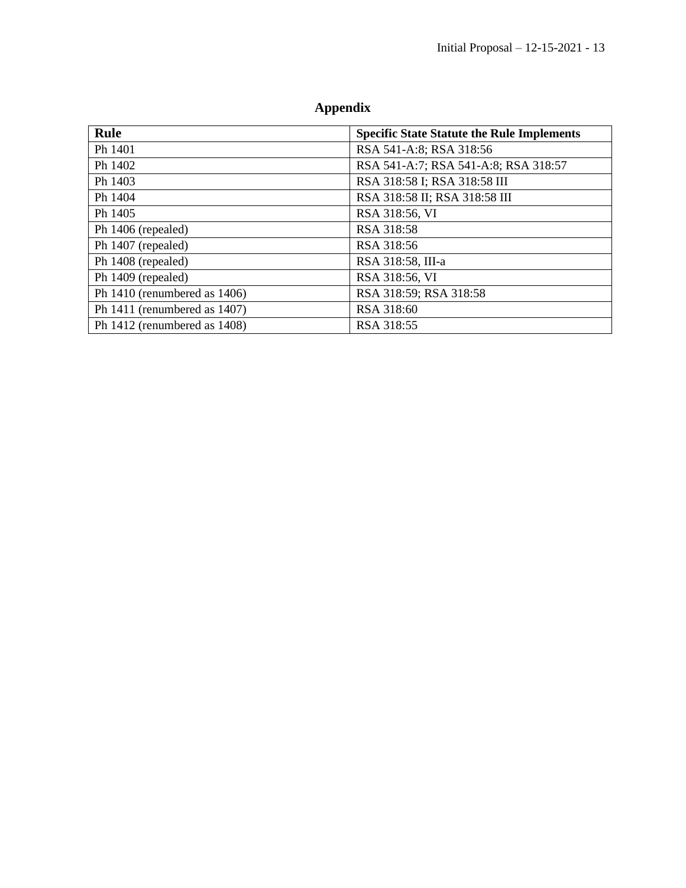# Appendix

| Rule | Specific State Statute the Rule Implements |
|---|---|
| Ph 1401 | RSA 541-A:8; RSA 318:56 |
| Ph 1402 | RSA 541-A:7; RSA 541-A:8; RSA 318:57 |
| Ph 1403 | RSA 318:58 I; RSA 318:58 III |
| Ph 1404 | RSA 318:58 II; RSA 318:58 III |
| Ph 1405 | RSA 318:56, VI |
| Ph 1406 (repealed) | RSA 318:58 |
| Ph 1407 (repealed) | RSA 318:56 |
| Ph 1408 (repealed) | RSA 318:58, III-a |
| Ph 1409 (repealed) | RSA 318:56, VI |
| Ph 1410 (renumbered as 1406) | RSA 318:59; RSA 318:58 |
| Ph 1411 (renumbered as 1407) | RSA 318:60 |
| Ph 1412 (renumbered as 1408) | RSA 318:55 |